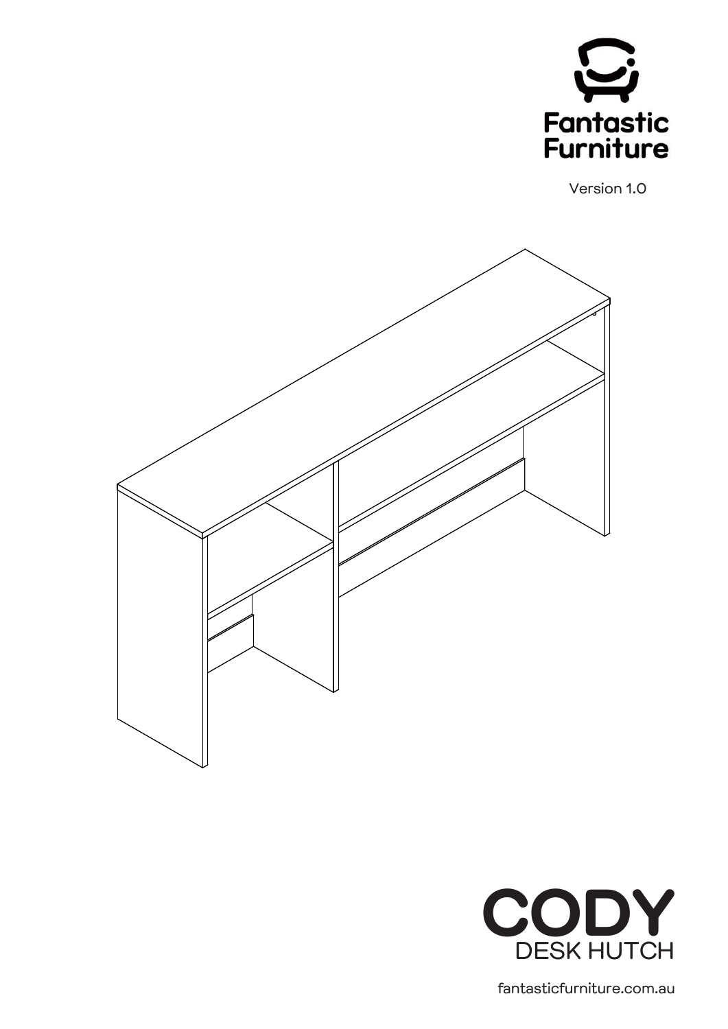Fantastic Furniture

Version 1.0

# CODY

## DESK HUTCH

fantasticfurniture.com.au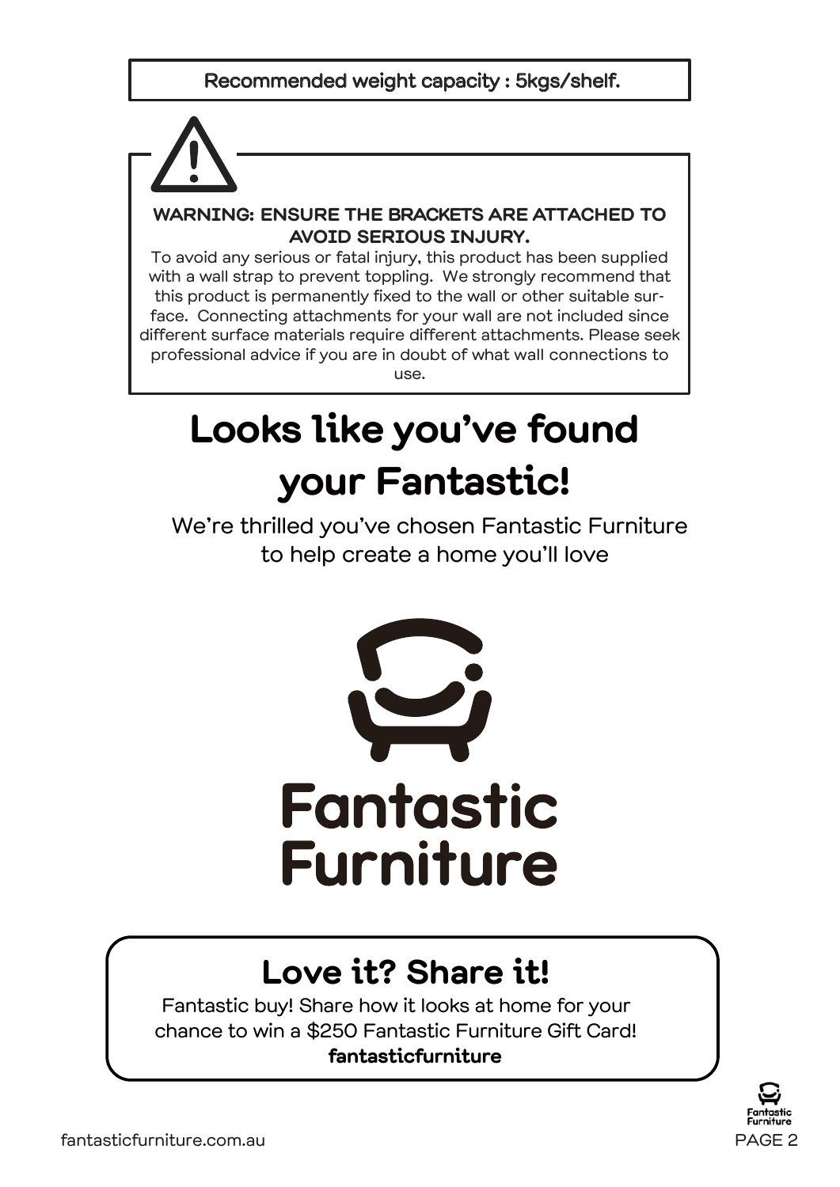Recommended weight capacity : 5kgs/shelf.

**WARNING: ENSURE THE BRACKETS ARE ATTACHED TO AVOID SERIOUS INJURY.**

To avoid any serious or fatal injury, this product has been supplied with a wall strap to prevent toppling. We strongly recommend that this product is permanently fixed to the wall or other suitable surface. Connecting attachments for your wall are not included since different surface materials require different attachments. Please seek professional advice if you are in doubt of what wall connections to use.

# Looks like you've found your Fantastic!

We're thrilled you've chosen Fantastic Furniture to help create a home you'll love

Fantastic Furniture

## Love it? Share it!

Fantastic buy! Share how it looks at home for your chance to win a $250 Fantastic Furniture Gift Card!

**fantasticfurniture**

fantasticfurniture.com.au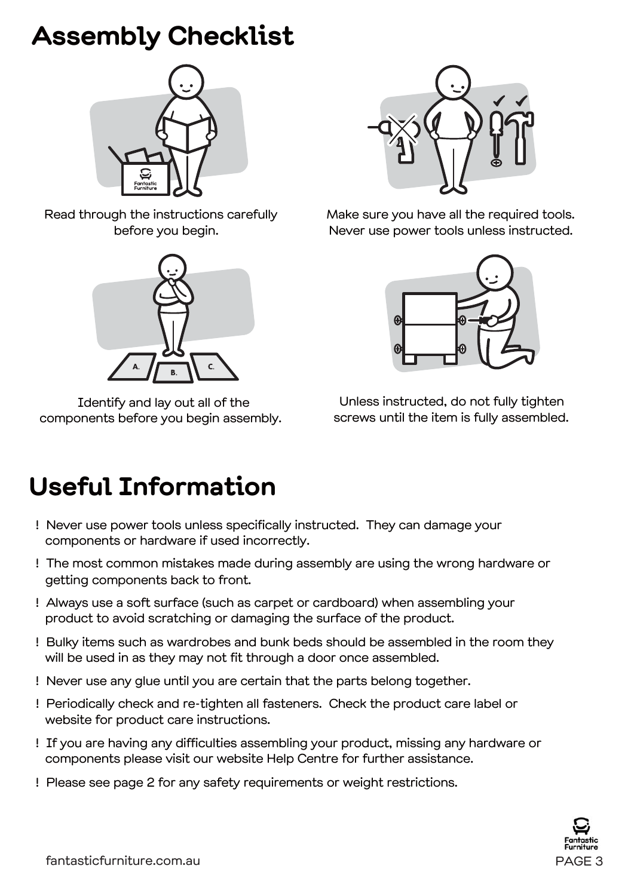# Assembly Checklist

Read through the instructions carefully before you begin.

Make sure you have all the required tools. Never use power tools unless instructed.

Identify and lay out all of the components before you begin assembly.

Unless instructed, do not fully tighten screws until the item is fully assembled.

# Useful Information

! Never use power tools unless specifically instructed. They can damage your components or hardware if used incorrectly.

! The most common mistakes made during assembly are using the wrong hardware or getting components back to front.

! Always use a soft surface (such as carpet or cardboard) when assembling your product to avoid scratching or damaging the surface of the product.

! Bulky items such as wardrobes and bunk beds should be assembled in the room they will be used in as they may not fit through a door once assembled.

! Never use any glue until you are certain that the parts belong together.

! Periodically check and re-tighten all fasteners. Check the product care label or website for product care instructions.

! If you are having any difficulties assembling your product, missing any hardware or components please visit our website Help Centre for further assistance.

! Please see page 2 for any safety requirements or weight restrictions.

fantasticfurniture.com.au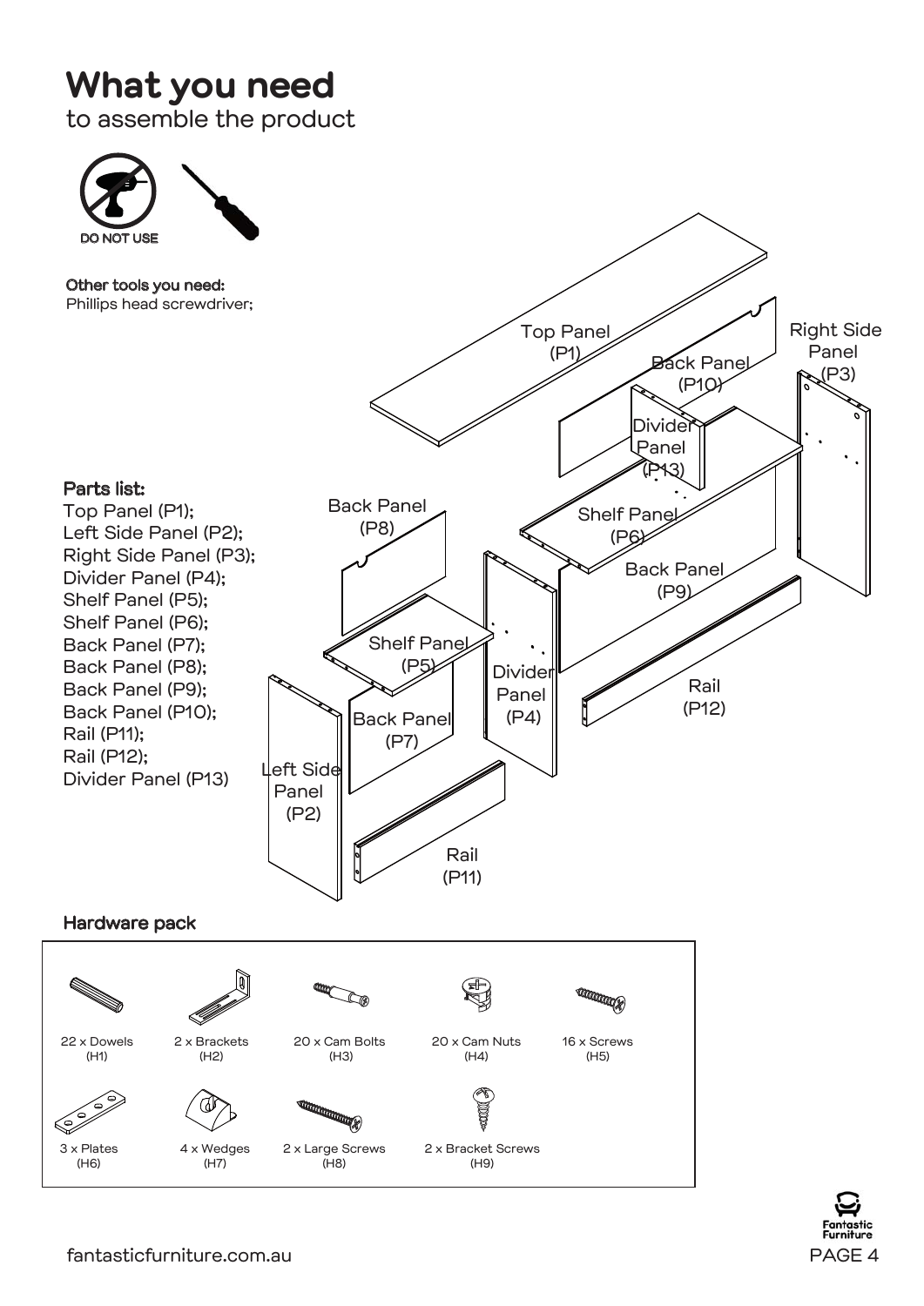# What you need

to assemble the product

DO NOT USE

**Other tools you need:**
Phillips head screwdriver;

**Parts list:**
Top Panel (P1);
Left Side Panel (P2);
Right Side Panel (P3);
Divider Panel (P4);
Shelf Panel (P5);
Shelf Panel (P6);
Back Panel (P7);
Back Panel (P8);
Back Panel (P9);
Back Panel (P10);
Rail (P11);
Rail (P12);
Divider Panel (P13)

## Hardware pack

| | | | | |
|---|---|---|---|---|
| 22 x Dowels (H1) | 2 x Brackets (H2) | 20 x Cam Bolts (H3) | 20 x Cam Nuts (H4) | 16 x Screws (H5) |
| 3 x Plates (H6) | 4 x Wedges (H7) | 2 x Large Screws (H8) | 2 x Bracket Screws (H9) | |

fantasticfurniture.com.au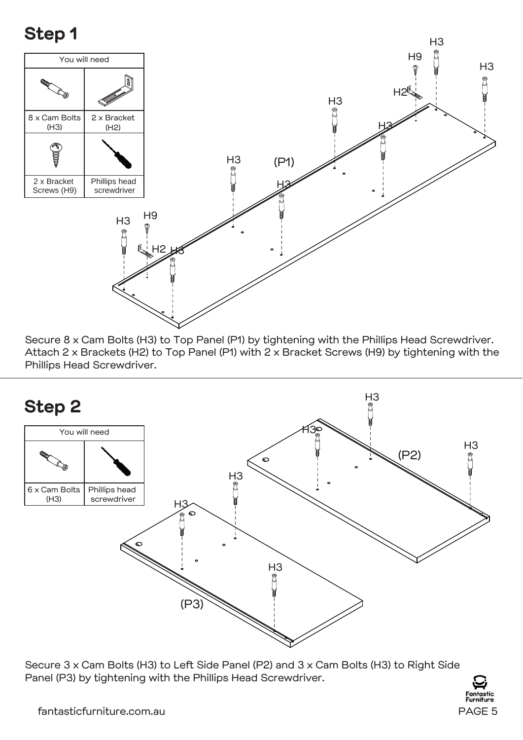## Step 1

| You will need | |
|---|---|
| 8 x Cam Bolts (H3) | 2 x Bracket (H2) |
| 2 x Bracket Screws (H9) | Phillips head screwdriver |

Secure 8 x Cam Bolts (H3) to Top Panel (P1) by tightening with the Phillips Head Screwdriver. Attach 2 x Brackets (H2) to Top Panel (P1) with 2 x Bracket Screws (H9) by tightening with the Phillips Head Screwdriver.

## Step 2

| You will need | |
|---|---|
| 6 x Cam Bolts (H3) | Phillips head screwdriver |

Secure 3 x Cam Bolts (H3) to Left Side Panel (P2) and 3 x Cam Bolts (H3) to Right Side Panel (P3) by tightening with the Phillips Head Screwdriver.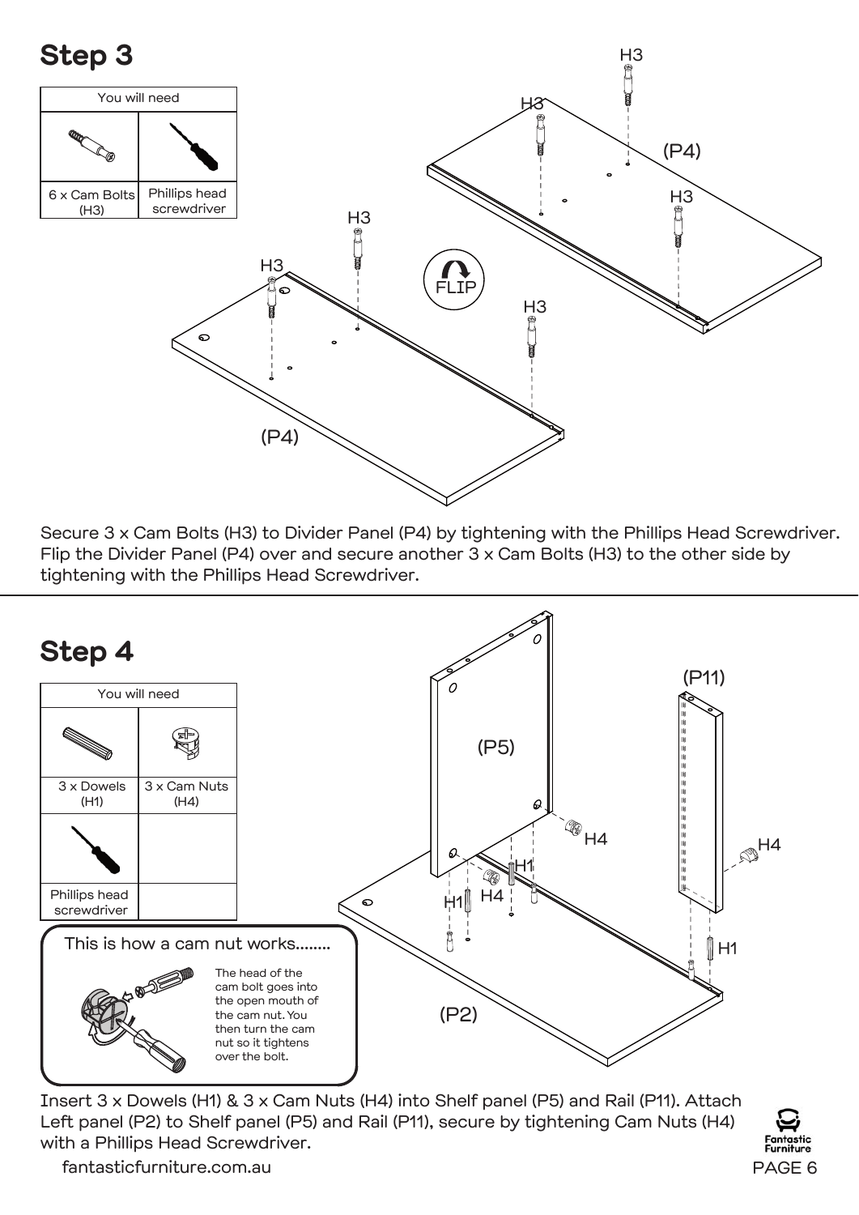## Step 3

| You will need | |
|---|---|
| 6 x Cam Bolts (H3) | Phillips head screwdriver |

Secure 3 x Cam Bolts (H3) to Divider Panel (P4) by tightening with the Phillips Head Screwdriver. Flip the Divider Panel (P4) over and secure another 3 x Cam Bolts (H3) to the other side by tightening with the Phillips Head Screwdriver.

## Step 4

| You will need | |
|---|---|
| 3 x Dowels (H1) | 3 x Cam Nuts (H4) |
| Phillips head screwdriver | |

**This is how a cam nut works........**

The head of the cam bolt goes into the open mouth of the cam nut. You then turn the cam nut so it tightens over the bolt.

Insert 3 x Dowels (H1) & 3 x Cam Nuts (H4) into Shelf panel (P5) and Rail (P11). Attach Left panel (P2) to Shelf panel (P5) and Rail (P11), secure by tightening Cam Nuts (H4) with a Phillips Head Screwdriver.

fantasticfurniture.com.au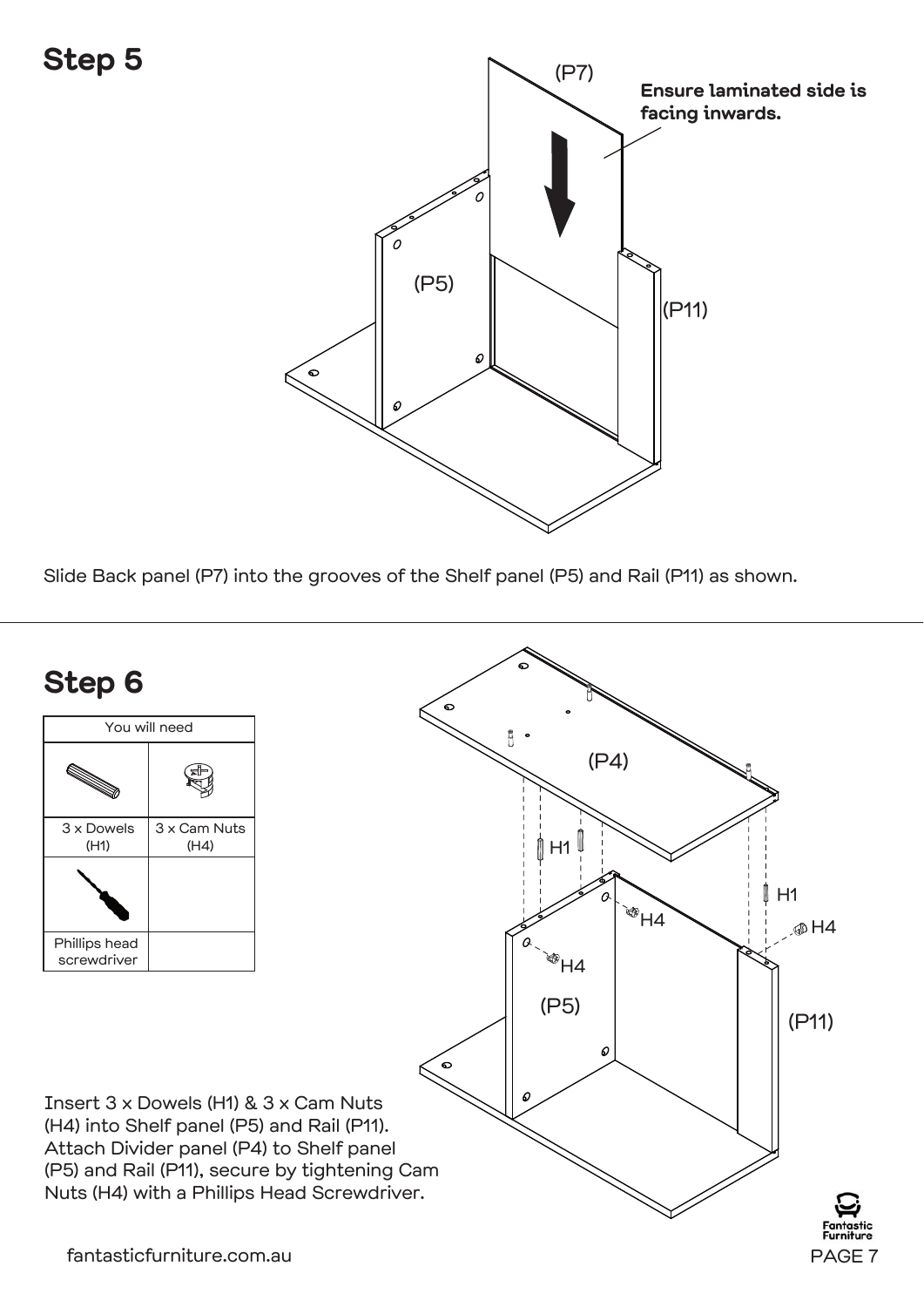## Step 5

(P7)

**Ensure laminated side is facing inwards.**

(P5)

(P11)

Slide Back panel (P7) into the grooves of the Shelf panel (P5) and Rail (P11) as shown.

## Step 6

| You will need | |
|---|---|
| 3 x Dowels (H1) | 3 x Cam Nuts (H4) |
| Phillips head screwdriver | |

Insert 3 x Dowels (H1) & 3 x Cam Nuts (H4) into Shelf panel (P5) and Rail (P11). Attach Divider panel (P4) to Shelf panel (P5) and Rail (P11), secure by tightening Cam Nuts (H4) with a Phillips Head Screwdriver.

(P4)

H1

H1

H4

H4

H4

(P5)

(P11)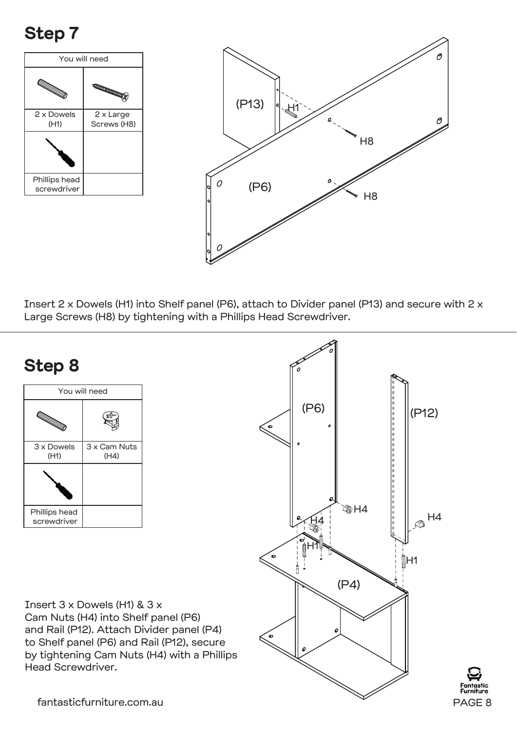## Step 7

| You will need | |
|---|---|
| 2 x Dowels (H1) | 2 x Large Screws (H8) |
| Phillips head screwdriver | |

Insert 2 x Dowels (H1) into Shelf panel (P6), attach to Divider panel (P13) and secure with 2 x Large Screws (H8) by tightening with a Phillips Head Screwdriver.

## Step 8

| You will need | |
|---|---|
| 3 x Dowels (H1) | 3 x Cam Nuts (H4) |
| Phillips head screwdriver | |

Insert 3 x Dowels (H1) & 3 x Cam Nuts (H4) into Shelf panel (P6) and Rail (P12). Attach Divider panel (P4) to Shelf panel (P6) and Rail (P12), secure by tightening Cam Nuts (H4) with a Phillips Head Screwdriver.

fantasticfurniture.com.au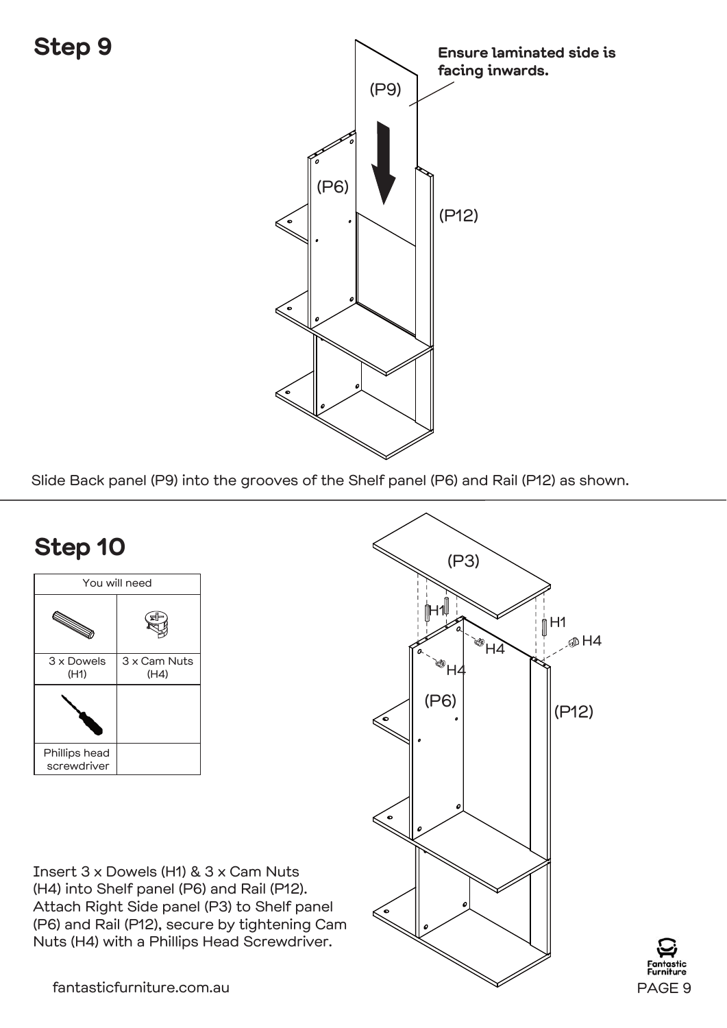## Step 9

Ensure laminated side is facing inwards.

Slide Back panel (P9) into the grooves of the Shelf panel (P6) and Rail (P12) as shown.

## Step 10

| You will need | |
|---|---|
| 3 x Dowels (H1) | 3 x Cam Nuts (H4) |
| Phillips head screwdriver | |

Insert 3 x Dowels (H1) & 3 x Cam Nuts (H4) into Shelf panel (P6) and Rail (P12). Attach Right Side panel (P3) to Shelf panel (P6) and Rail (P12), secure by tightening Cam Nuts (H4) with a Phillips Head Screwdriver.

fantasticfurniture.com.au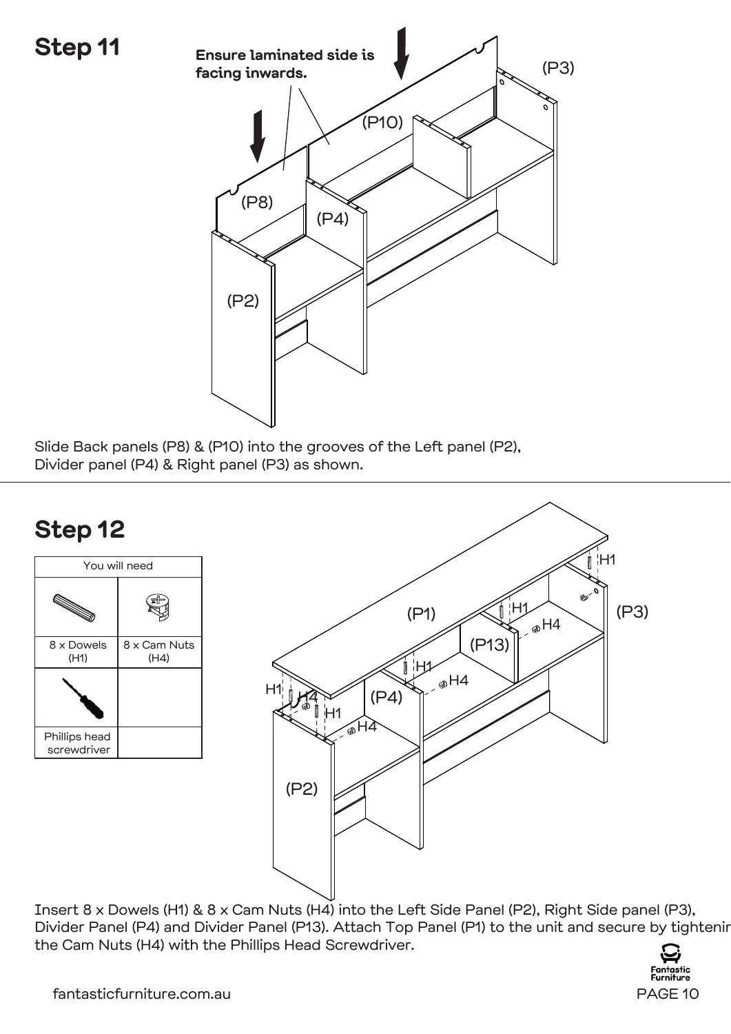## Step 11

**Ensure laminated side is facing inwards.**

Slide Back panels (P8) & (P10) into the grooves of the Left panel (P2), Divider panel (P4) & Right panel (P3) as shown.

## Step 12

| You will need | |
|---|---|
| 8 x Dowels (H1) | 8 x Cam Nuts (H4) |
| Phillips head screwdriver | |

Insert 8 x Dowels (H1) & 8 x Cam Nuts (H4) into the Left Side Panel (P2), Right Side panel (P3), Divider Panel (P4) and Divider Panel (P13). Attach Top Panel (P1) to the unit and secure by tightening the Cam Nuts (H4) with the Phillips Head Screwdriver.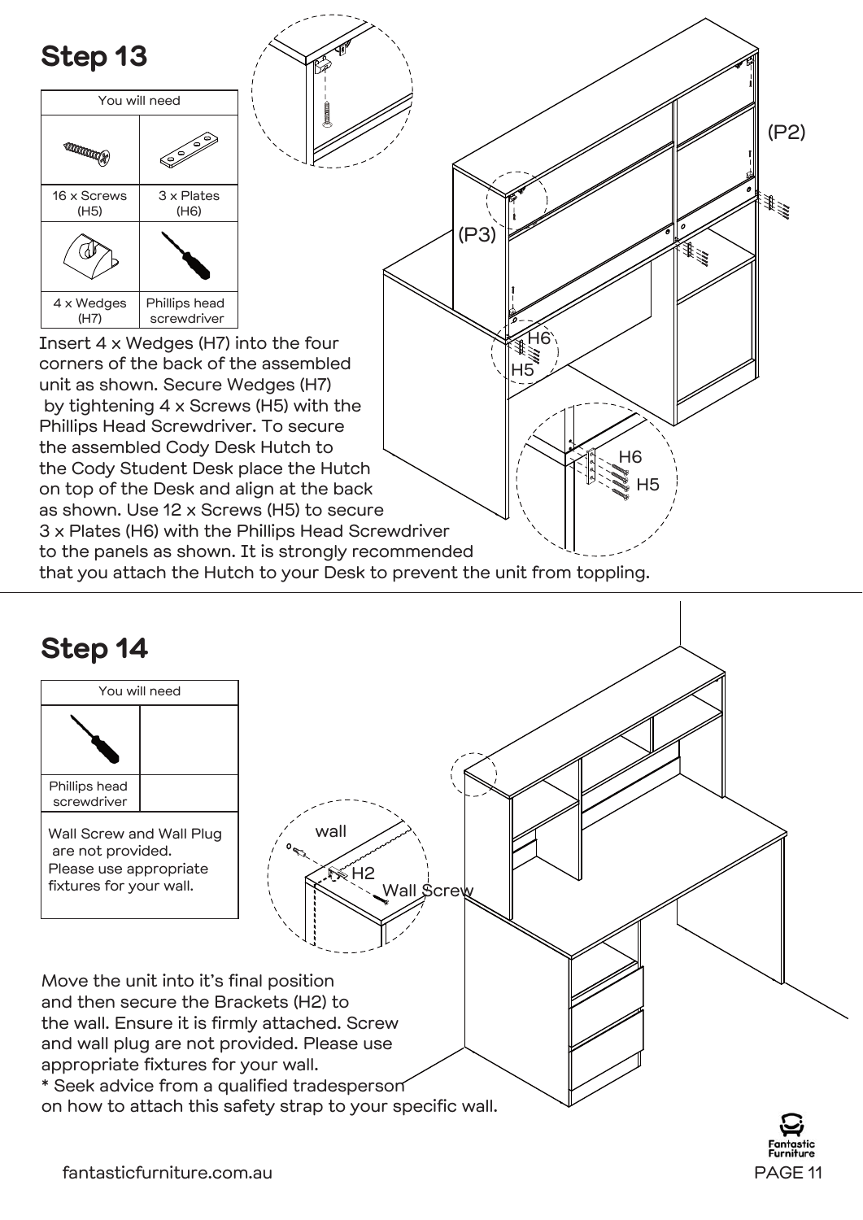## Step 13

| You will need | |
|---|---|
| 16 x Screws (H5) | 3 x Plates (H6) |
| 4 x Wedges (H7) | Phillips head screwdriver |

Insert 4 x Wedges (H7) into the four corners of the back of the assembled unit as shown. Secure Wedges (H7) by tightening 4 x Screws (H5) with the Phillips Head Screwdriver. To secure the assembled Cody Desk Hutch to the Cody Student Desk place the Hutch on top of the Desk and align at the back as shown. Use 12 x Screws (H5) to secure 3 x Plates (H6) with the Phillips Head Screwdriver to the panels as shown. It is strongly recommended that you attach the Hutch to your Desk to prevent the unit from toppling.

(P2)

(P3)

H6

H5

## Step 14

| You will need | |
|---|---|
| Phillips head screwdriver | |

Wall Screw and Wall Plug are not provided. Please use appropriate fixtures for your wall.

wall

H2

Wall Screw

Move the unit into it's final position and then secure the Brackets (H2) to the wall. Ensure it is firmly attached. Screw and wall plug are not provided. Please use appropriate fixtures for your wall.

* Seek advice from a qualified tradesperson on how to attach this safety strap to your specific wall.

fantasticfurniture.com.au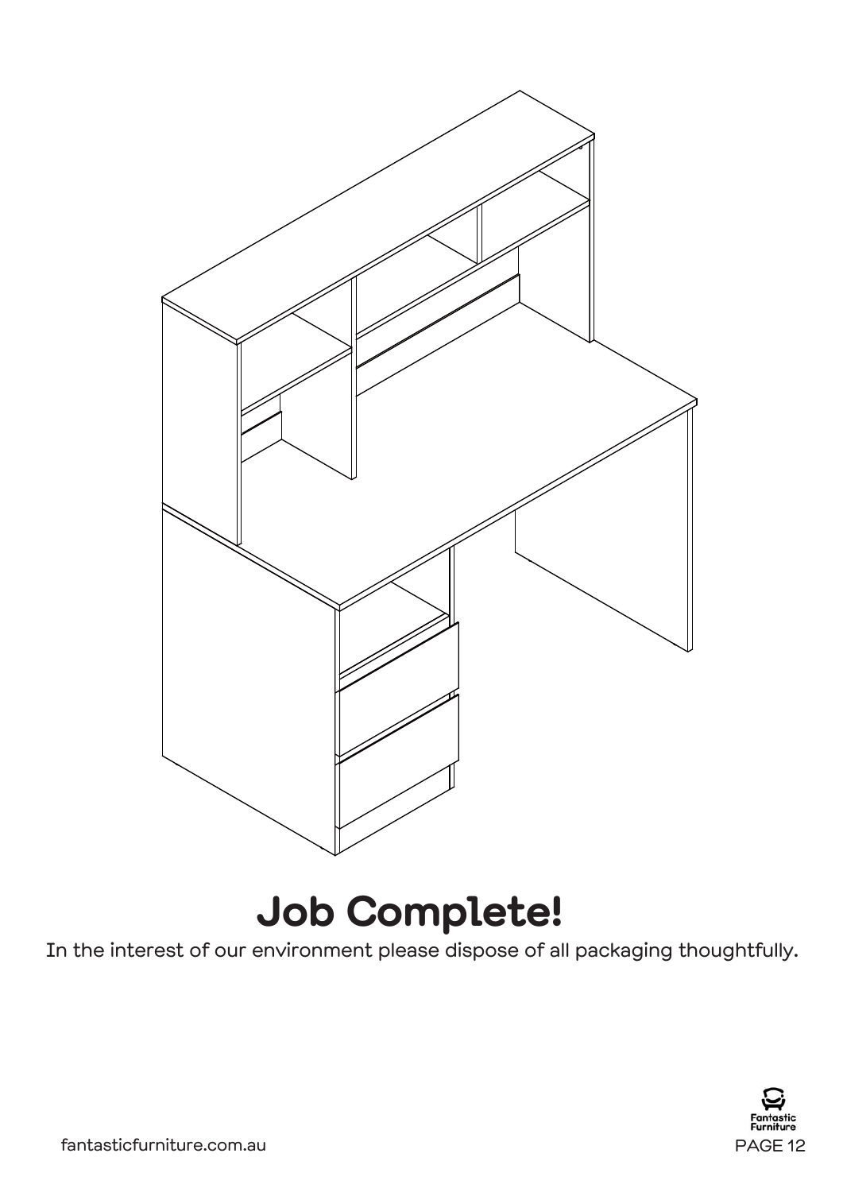# Job Complete!

In the interest of our environment please dispose of all packaging thoughtfully.

fantasticfurniture.com.au